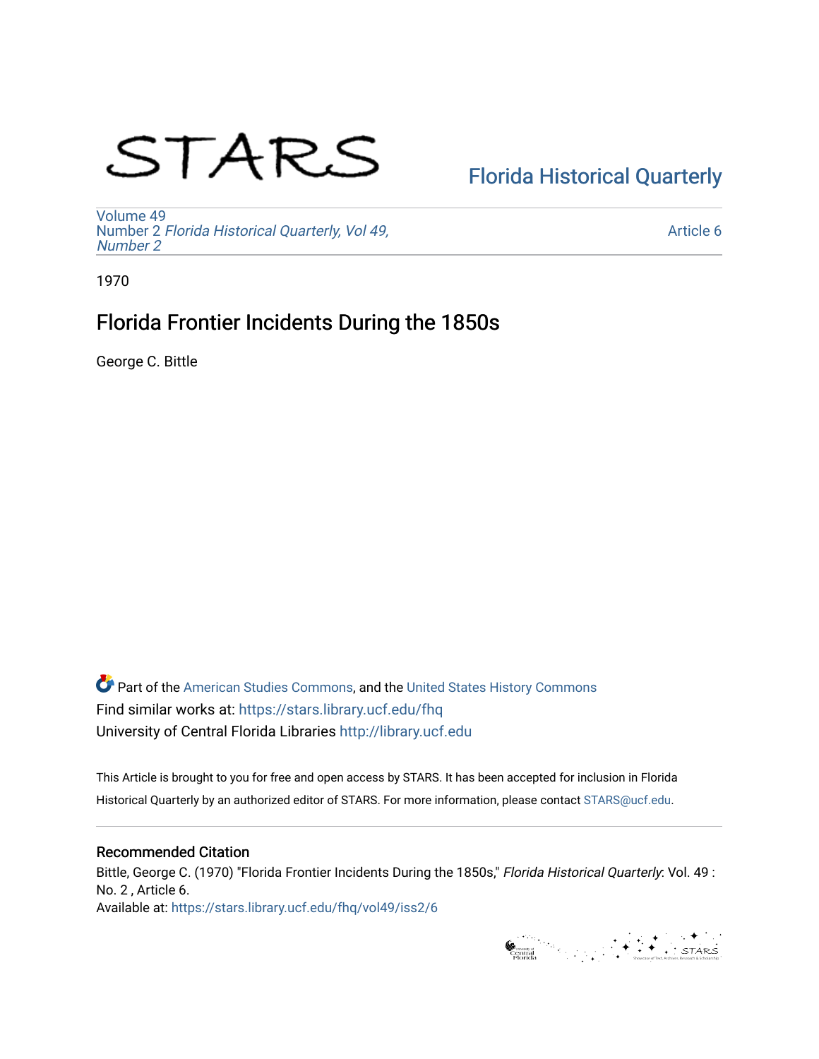# STARS

Florida Historical Quarterly

Volume 49
Number 2 *Florida Historical Quarterly, Vol 49, Number 2*

Article 6

1970

## Florida Frontier Incidents During the 1850s

George C. Bittle

Part of the American Studies Commons, and the United States History Commons
Find similar works at: https://stars.library.ucf.edu/fhq
University of Central Florida Libraries http://library.ucf.edu

This Article is brought to you for free and open access by STARS. It has been accepted for inclusion in Florida Historical Quarterly by an authorized editor of STARS. For more information, please contact STARS@ucf.edu.

### Recommended Citation

Bittle, George C. (1970) "Florida Frontier Incidents During the 1850s," *Florida Historical Quarterly*: Vol. 49 : No. 2 , Article 6.
Available at: https://stars.library.ucf.edu/fhq/vol49/iss2/6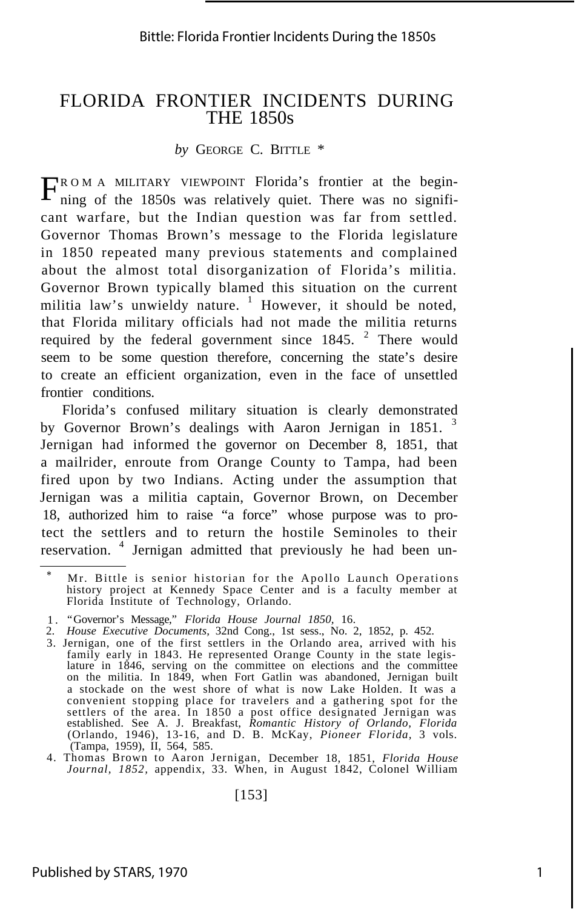# FLORIDA FRONTIER INCIDENTS DURING THE 1850s

*by* GEORGE C. BITTLE *

FROM A MILITARY VIEWPOINT Florida's frontier at the beginning of the 1850s was relatively quiet. There was no significant warfare, but the Indian question was far from settled. Governor Thomas Brown's message to the Florida legislature in 1850 repeated many previous statements and complained about the almost total disorganization of Florida's militia. Governor Brown typically blamed this situation on the current militia law's unwieldy nature. [1] However, it should be noted, that Florida military officials had not made the militia returns required by the federal government since 1845. [2] There would seem to be some question therefore, concerning the state's desire to create an efficient organization, even in the face of unsettled frontier conditions.

Florida's confused military situation is clearly demonstrated by Governor Brown's dealings with Aaron Jernigan in 1851. [3] Jernigan had informed the governor on December 8, 1851, that a mailrider, enroute from Orange County to Tampa, had been fired upon by two Indians. Acting under the assumption that Jernigan was a militia captain, Governor Brown, on December 18, authorized him to raise "a force" whose purpose was to protect the settlers and to return the hostile Seminoles to their reservation. [4] Jernigan admitted that previously he had been un-

---

\* Mr. Bittle is senior historian for the Apollo Launch Operations history project at Kennedy Space Center and is a faculty member at Florida Institute of Technology, Orlando.

1. "Governor's Message," *Florida House Journal 1850,* 16.
2. *House Executive Documents,* 32nd Cong., 1st sess., No. 2, 1852, p. 452.
3. Jernigan, one of the first settlers in the Orlando area, arrived with his family early in 1843. He represented Orange County in the state legislature in 1846, serving on the committee on elections and the committee on the militia. In 1849, when Fort Gatlin was abandoned, Jernigan built a stockade on the west shore of what is now Lake Holden. It was a convenient stopping place for travelers and a gathering spot for the settlers of the area. In 1850 a post office designated Jernigan was established. See A. J. Breakfast, *Romantic History of Orlando, Florida* (Orlando, 1946), 13-16, and D. B. McKay, *Pioneer Florida,* 3 vols. (Tampa, 1959), II, 564, 585.
4. Thomas Brown to Aaron Jernigan, December 18, 1851, *Florida House Journal, 1852,* appendix, 33. When, in August 1842, Colonel William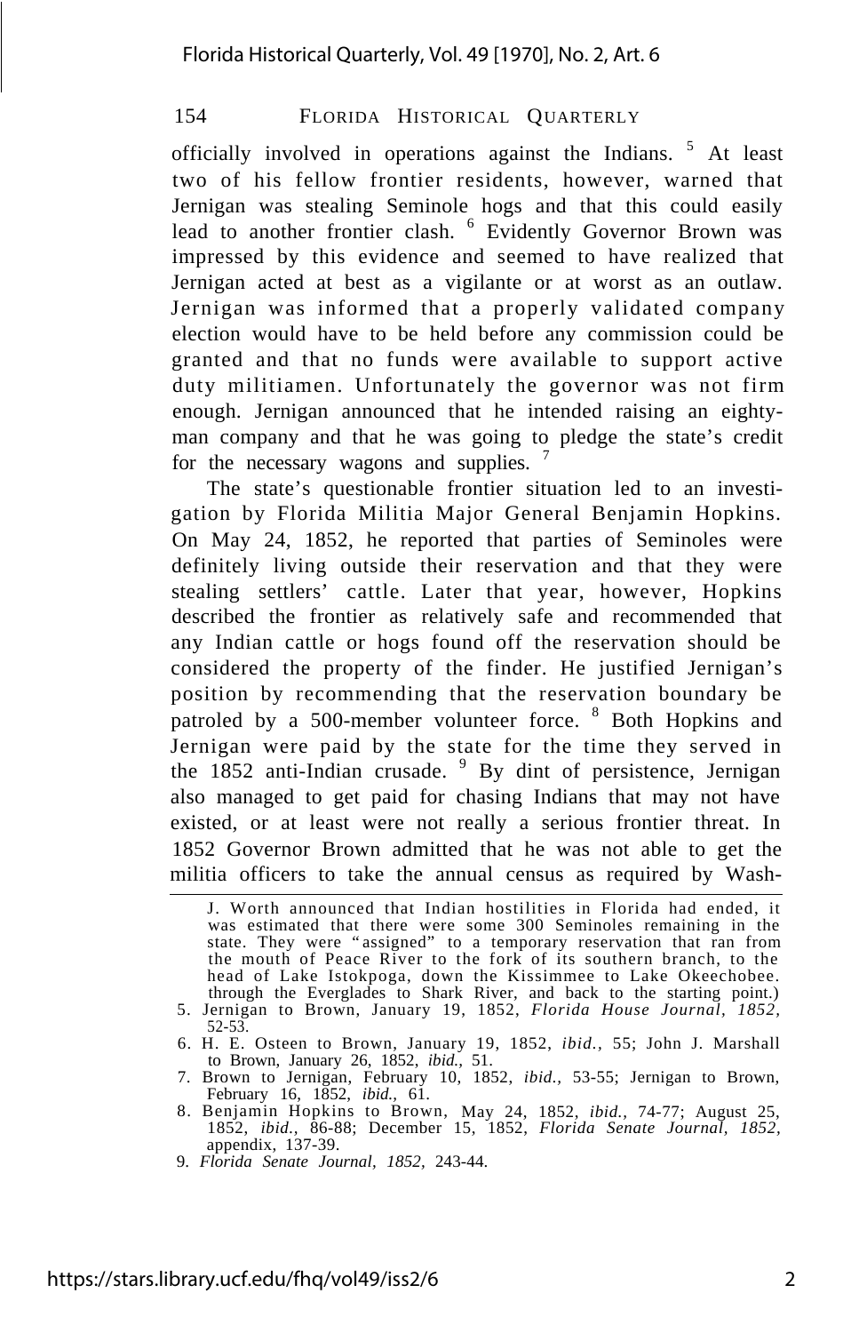officially involved in operations against the Indians. [5] At least two of his fellow frontier residents, however, warned that Jernigan was stealing Seminole hogs and that this could easily lead to another frontier clash. [6] Evidently Governor Brown was impressed by this evidence and seemed to have realized that Jernigan acted at best as a vigilante or at worst as an outlaw. Jernigan was informed that a properly validated company election would have to be held before any commission could be granted and that no funds were available to support active duty militiamen. Unfortunately the governor was not firm enough. Jernigan announced that he intended raising an eighty-man company and that he was going to pledge the state's credit for the necessary wagons and supplies. [7]

The state's questionable frontier situation led to an investigation by Florida Militia Major General Benjamin Hopkins. On May 24, 1852, he reported that parties of Seminoles were definitely living outside their reservation and that they were stealing settlers' cattle. Later that year, however, Hopkins described the frontier as relatively safe and recommended that any Indian cattle or hogs found off the reservation should be considered the property of the finder. He justified Jernigan's position by recommending that the reservation boundary be patroled by a 500-member volunteer force. [8] Both Hopkins and Jernigan were paid by the state for the time they served in the 1852 anti-Indian crusade. [9] By dint of persistence, Jernigan also managed to get paid for chasing Indians that may not have existed, or at least were not really a serious frontier threat. In 1852 Governor Brown admitted that he was not able to get the militia officers to take the annual census as required by Wash-

---

J. Worth announced that Indian hostilities in Florida had ended, it was estimated that there were some 300 Seminoles remaining in the state. They were "assigned" to a temporary reservation that ran from the mouth of Peace River to the fork of its southern branch, to the head of Lake Istokpoga, down the Kissimmee to Lake Okeechobee. through the Everglades to Shark River, and back to the starting point.)

5. Jernigan to Brown, January 19, 1852, *Florida House Journal, 1852,* 52-53.
6. H. E. Osteen to Brown, January 19, 1852, *ibid.,* 55; John J. Marshall to Brown, January 26, 1852, *ibid.,* 51.
7. Brown to Jernigan, February 10, 1852, *ibid.,* 53-55; Jernigan to Brown, February 16, 1852, *ibid.,* 61.
8. Benjamin Hopkins to Brown, May 24, 1852, *ibid.,* 74-77; August 25, 1852, *ibid.,* 86-88; December 15, 1852, *Florida Senate Journal, 1852,* appendix, 137-39.
9. *Florida Senate Journal, 1852,* 243-44.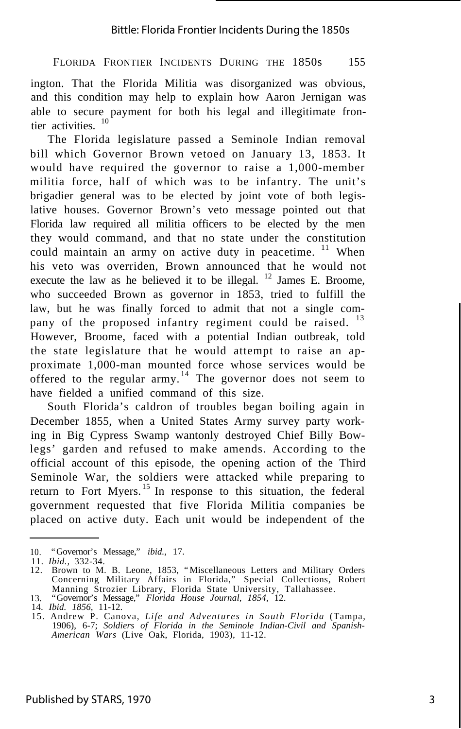ington. That the Florida Militia was disorganized was obvious, and this condition may help to explain how Aaron Jernigan was able to secure payment for both his legal and illegitimate frontier activities. [10]

The Florida legislature passed a Seminole Indian removal bill which Governor Brown vetoed on January 13, 1853. It would have required the governor to raise a 1,000-member militia force, half of which was to be infantry. The unit's brigadier general was to be elected by joint vote of both legislative houses. Governor Brown's veto message pointed out that Florida law required all militia officers to be elected by the men they would command, and that no state under the constitution could maintain an army on active duty in peacetime. [11] When his veto was overriden, Brown announced that he would not execute the law as he believed it to be illegal. [12] James E. Broome, who succeeded Brown as governor in 1853, tried to fulfill the law, but he was finally forced to admit that not a single company of the proposed infantry regiment could be raised. [13] However, Broome, faced with a potential Indian outbreak, told the state legislature that he would attempt to raise an approximate 1,000-man mounted force whose services would be offered to the regular army. [14] The governor does not seem to have fielded a unified command of this size.

South Florida's caldron of troubles began boiling again in December 1855, when a United States Army survey party working in Big Cypress Swamp wantonly destroyed Chief Billy Bowlegs' garden and refused to make amends. According to the official account of this episode, the opening action of the Third Seminole War, the soldiers were attacked while preparing to return to Fort Myers. [15] In response to this situation, the federal government requested that five Florida Militia companies be placed on active duty. Each unit would be independent of the

---

10. "Governor's Message," *ibid.,* 17.
11. *Ibid.,* 332-34.
12. Brown to M. B. Leone, 1853, "Miscellaneous Letters and Military Orders Concerning Military Affairs in Florida," Special Collections, Robert Manning Strozier Library, Florida State University, Tallahassee.
13. "Governor's Message," *Florida House Journal, 1854,* 12.
14. *Ibid. 1856,* 11-12.
15. Andrew P. Canova, *Life and Adventures in South Florida* (Tampa, 1906), 6-7; *Soldiers of Florida in the Seminole Indian-Civil and Spanish-American Wars* (Live Oak, Florida, 1903), 11-12.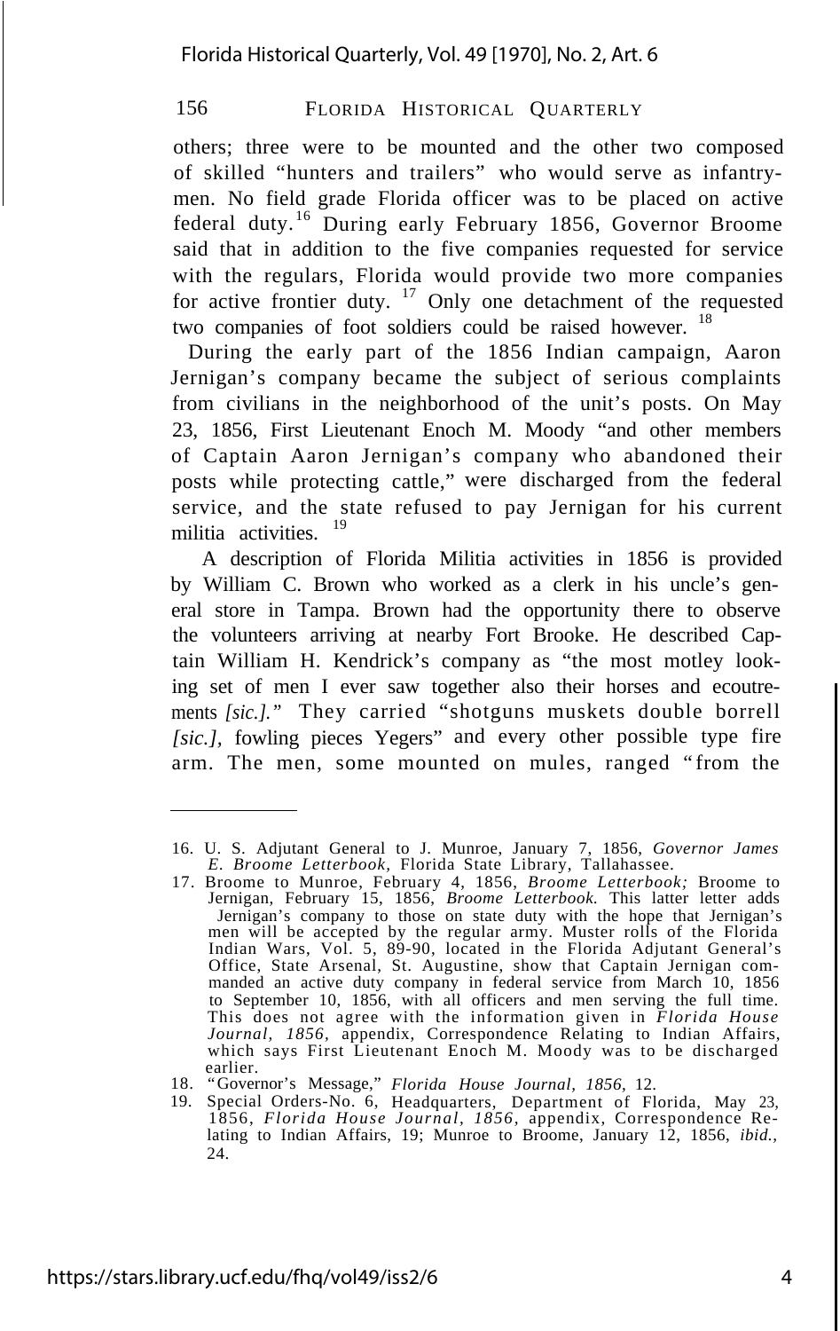others; three were to be mounted and the other two composed of skilled "hunters and trailers" who would serve as infantrymen. No field grade Florida officer was to be placed on active federal duty.[16] During early February 1856, Governor Broome said that in addition to the five companies requested for service with the regulars, Florida would provide two more companies for active frontier duty.[17] Only one detachment of the requested two companies of foot soldiers could be raised however.[18]

During the early part of the 1856 Indian campaign, Aaron Jernigan's company became the subject of serious complaints from civilians in the neighborhood of the unit's posts. On May 23, 1856, First Lieutenant Enoch M. Moody "and other members of Captain Aaron Jernigan's company who abandoned their posts while protecting cattle," were discharged from the federal service, and the state refused to pay Jernigan for his current militia activities.[19]

A description of Florida Militia activities in 1856 is provided by William C. Brown who worked as a clerk in his uncle's general store in Tampa. Brown had the opportunity there to observe the volunteers arriving at nearby Fort Brooke. He described Captain William H. Kendrick's company as "the most motley looking set of men I ever saw together also their horses and ecoutrements *[sic.]*." They carried "shotguns muskets double borrell *[sic.]*, fowling pieces Yegers" and every other possible type fire arm. The men, some mounted on mules, ranged "from the

---

16. U. S. Adjutant General to J. Munroe, January 7, 1856, *Governor James E. Broome Letterbook*, Florida State Library, Tallahassee.
17. Broome to Munroe, February 4, 1856, *Broome Letterbook;* Broome to Jernigan, February 15, 1856, *Broome Letterbook.* This latter letter adds Jernigan's company to those on state duty with the hope that Jernigan's men will be accepted by the regular army. Muster rolls of the Florida Indian Wars, Vol. 5, 89-90, located in the Florida Adjutant General's Office, State Arsenal, St. Augustine, show that Captain Jernigan commanded an active duty company in federal service from March 10, 1856 to September 10, 1856, with all officers and men serving the full time. This does not agree with the information given in *Florida House Journal, 1856*, appendix, Correspondence Relating to Indian Affairs, which says First Lieutenant Enoch M. Moody was to be discharged earlier.
18. "Governor's Message," *Florida House Journal, 1856*, 12.
19. Special Orders-No. 6, Headquarters, Department of Florida, May 23, 1856, *Florida House Journal, 1856*, appendix, Correspondence Relating to Indian Affairs, 19; Munroe to Broome, January 12, 1856, *ibid.*, 24.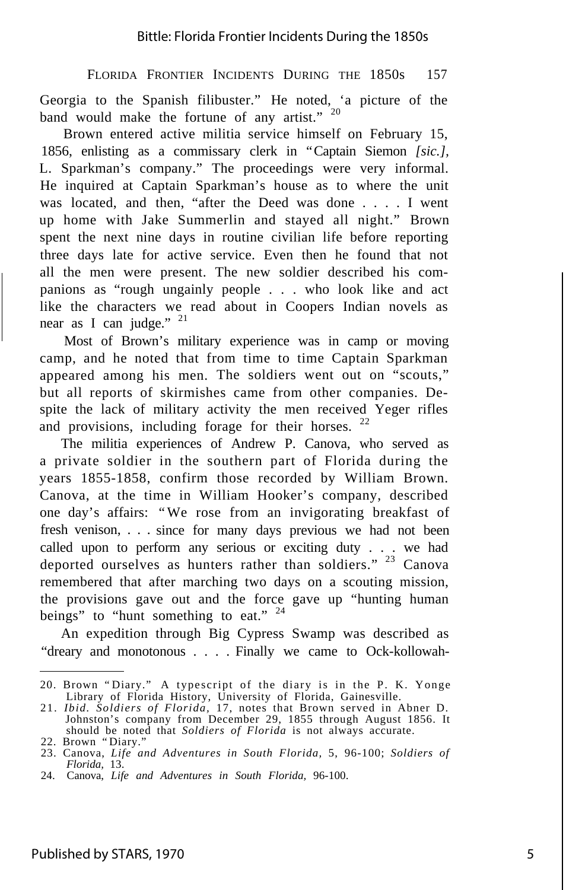Georgia to the Spanish filibuster." He noted, 'a picture of the band would make the fortune of any artist." [20]

Brown entered active militia service himself on February 15, 1856, enlisting as a commissary clerk in "Captain Siemon *[sic.]*, L. Sparkman's company." The proceedings were very informal. He inquired at Captain Sparkman's house as to where the unit was located, and then, "after the Deed was done . . . . I went up home with Jake Summerlin and stayed all night." Brown spent the next nine days in routine civilian life before reporting three days late for active service. Even then he found that not all the men were present. The new soldier described his companions as "rough ungainly people . . . who look like and act like the characters we read about in Coopers Indian novels as near as I can judge." [21]

Most of Brown's military experience was in camp or moving camp, and he noted that from time to time Captain Sparkman appeared among his men. The soldiers went out on "scouts," but all reports of skirmishes came from other companies. Despite the lack of military activity the men received Yeger rifles and provisions, including forage for their horses. [22]

The militia experiences of Andrew P. Canova, who served as a private soldier in the southern part of Florida during the years 1855-1858, confirm those recorded by William Brown. Canova, at the time in William Hooker's company, described one day's affairs: "We rose from an invigorating breakfast of fresh venison, . . . since for many days previous we had not been called upon to perform any serious or exciting duty . . . we had deported ourselves as hunters rather than soldiers." [23] Canova remembered that after marching two days on a scouting mission, the provisions gave out and the force gave up "hunting human beings" to "hunt something to eat." [24]

An expedition through Big Cypress Swamp was described as "dreary and monotonous . . . . Finally we came to Ock-kollowah-

---

20. Brown "Diary." A typescript of the diary is in the P. K. Yonge Library of Florida History, University of Florida, Gainesville.
21. *Ibid*. *Soldiers of Florida*, 17, notes that Brown served in Abner D. Johnston's company from December 29, 1855 through August 1856. It should be noted that *Soldiers of Florida* is not always accurate.
22. Brown "Diary."
23. Canova, *Life and Adventures in South Florida*, 5, 96-100; *Soldiers of Florida*, 13.
24. Canova, *Life and Adventures in South Florida,* 96-100.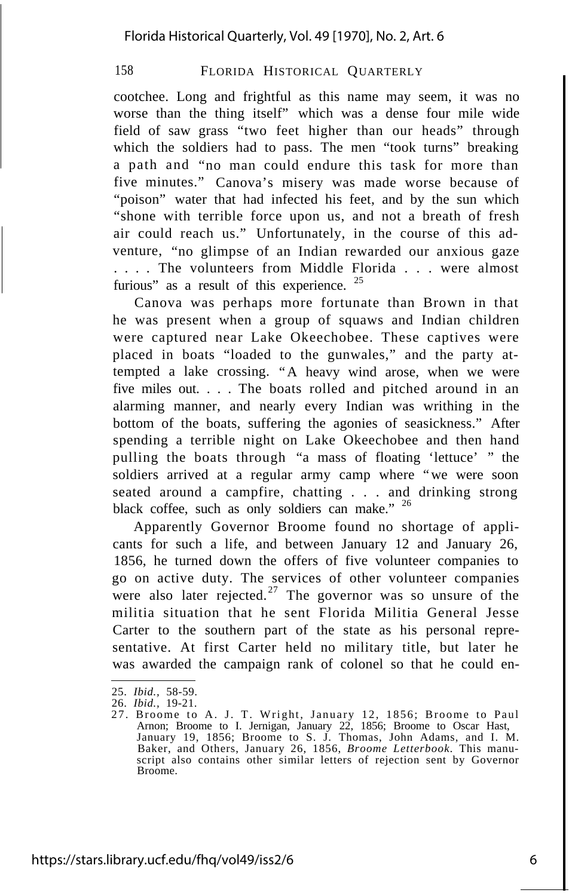cootchee. Long and frightful as this name may seem, it was no worse than the thing itself" which was a dense four mile wide field of saw grass "two feet higher than our heads" through which the soldiers had to pass. The men "took turns" breaking a path and "no man could endure this task for more than five minutes." Canova's misery was made worse because of "poison" water that had infected his feet, and by the sun which "shone with terrible force upon us, and not a breath of fresh air could reach us." Unfortunately, in the course of this adventure, "no glimpse of an Indian rewarded our anxious gaze . . . . The volunteers from Middle Florida . . . were almost furious" as a result of this experience. [25]

Canova was perhaps more fortunate than Brown in that he was present when a group of squaws and Indian children were captured near Lake Okeechobee. These captives were placed in boats "loaded to the gunwales," and the party attempted a lake crossing. "A heavy wind arose, when we were five miles out. . . . The boats rolled and pitched around in an alarming manner, and nearly every Indian was writhing in the bottom of the boats, suffering the agonies of seasickness." After spending a terrible night on Lake Okeechobee and then hand pulling the boats through "a mass of floating 'lettuce' " the soldiers arrived at a regular army camp where "we were soon seated around a campfire, chatting . . . and drinking strong black coffee, such as only soldiers can make." [26]

Apparently Governor Broome found no shortage of applicants for such a life, and between January 12 and January 26, 1856, he turned down the offers of five volunteer companies to go on active duty. The services of other volunteer companies were also later rejected.[27] The governor was so unsure of the militia situation that he sent Florida Militia General Jesse Carter to the southern part of the state as his personal representative. At first Carter held no military title, but later he was awarded the campaign rank of colonel so that he could en-

25. *Ibid.*, 58-59.
26. *Ibid.*, 19-21.
27. Broome to A. J. T. Wright, January 12, 1856; Broome to Paul Arnon; Broome to I. Jernigan, January 22, 1856; Broome to Oscar Hast, January 19, 1856; Broome to S. J. Thomas, John Adams, and I. M. Baker, and Others, January 26, 1856, *Broome Letterbook*. This manuscript also contains other similar letters of rejection sent by Governor Broome.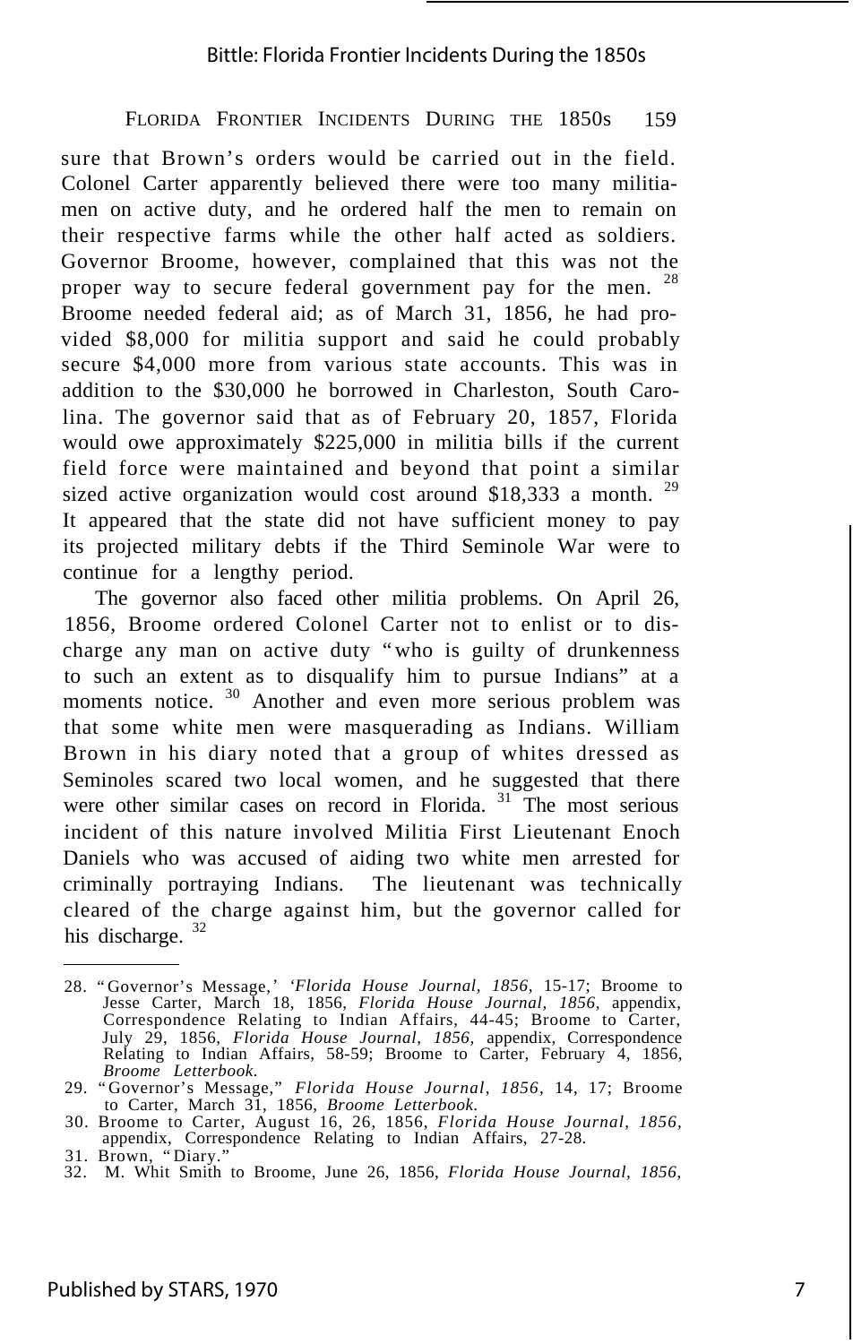sure that Brown's orders would be carried out in the field. Colonel Carter apparently believed there were too many militiamen on active duty, and he ordered half the men to remain on their respective farms while the other half acted as soldiers. Governor Broome, however, complained that this was not the proper way to secure federal government pay for the men. [28] Broome needed federal aid; as of March 31, 1856, he had provided $8,000 for militia support and said he could probably secure $4,000 more from various state accounts. This was in addition to the $30,000 he borrowed in Charleston, South Carolina. The governor said that as of February 20, 1857, Florida would owe approximately $225,000 in militia bills if the current field force were maintained and beyond that point a similar sized active organization would cost around $18,333 a month. [29] It appeared that the state did not have sufficient money to pay its projected military debts if the Third Seminole War were to continue for a lengthy period.

The governor also faced other militia problems. On April 26, 1856, Broome ordered Colonel Carter not to enlist or to discharge any man on active duty "who is guilty of drunkenness to such an extent as to disqualify him to pursue Indians" at a moments notice. [30] Another and even more serious problem was that some white men were masquerading as Indians. William Brown in his diary noted that a group of whites dressed as Seminoles scared two local women, and he suggested that there were other similar cases on record in Florida. [31] The most serious incident of this nature involved Militia First Lieutenant Enoch Daniels who was accused of aiding two white men arrested for criminally portraying Indians. The lieutenant was technically cleared of the charge against him, but the governor called for his discharge. [32]

---

28. "Governor's Message,' *'Florida House Journal, 1856,* 15-17; Broome to Jesse Carter, March 18, 1856, *Florida House Journal, 1856,* appendix, Correspondence Relating to Indian Affairs, 44-45; Broome to Carter, July 29, 1856, *Florida House Journal, 1856,* appendix, Correspondence Relating to Indian Affairs, 58-59; Broome to Carter, February 4, 1856, *Broome Letterbook.*
29. "Governor's Message," *Florida House Journal, 1856,* 14, 17; Broome to Carter, March 31, 1856, *Broome Letterbook.*
30. Broome to Carter, August 16, 26, 1856, *Florida House Journal, 1856,* appendix, Correspondence Relating to Indian Affairs, 27-28.
31. Brown, "Diary."
32. M. Whit Smith to Broome, June 26, 1856, *Florida House Journal, 1856,*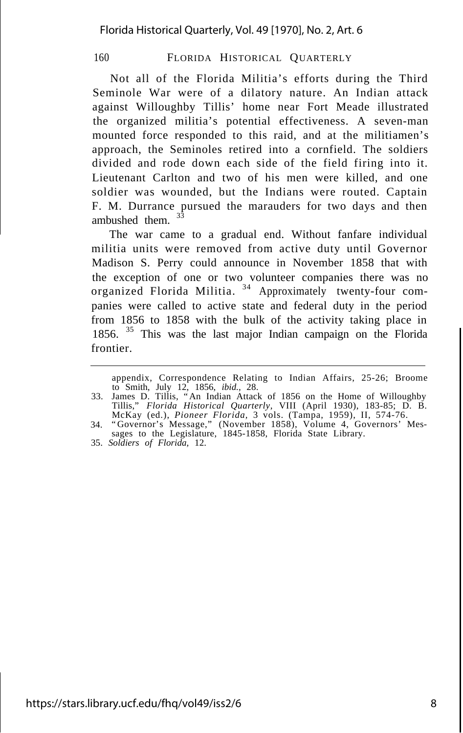Not all of the Florida Militia's efforts during the Third Seminole War were of a dilatory nature. An Indian attack against Willoughby Tillis' home near Fort Meade illustrated the organized militia's potential effectiveness. A seven-man mounted force responded to this raid, and at the militiamen's approach, the Seminoles retired into a cornfield. The soldiers divided and rode down each side of the field firing into it. Lieutenant Carlton and two of his men were killed, and one soldier was wounded, but the Indians were routed. Captain F. M. Durrance pursued the marauders for two days and then ambushed them. [33]

The war came to a gradual end. Without fanfare individual militia units were removed from active duty until Governor Madison S. Perry could announce in November 1858 that with the exception of one or two volunteer companies there was no organized Florida Militia. [34] Approximately twenty-four companies were called to active state and federal duty in the period from 1856 to 1858 with the bulk of the activity taking place in 1856. [35] This was the last major Indian campaign on the Florida frontier.

---

appendix, Correspondence Relating to Indian Affairs, 25-26; Broome to Smith, July 12, 1856, *ibid.*, 28.

33. James D. Tillis, "An Indian Attack of 1856 on the Home of Willoughby Tillis," *Florida Historical Quarterly*, VIII (April 1930), 183-85; D. B. McKay (ed.), *Pioneer Florida*, 3 vols. (Tampa, 1959), II, 574-76.
34. "Governor's Message," (November 1858), Volume 4, Governors' Messages to the Legislature, 1845-1858, Florida State Library.
35. *Soldiers of Florida,* 12.